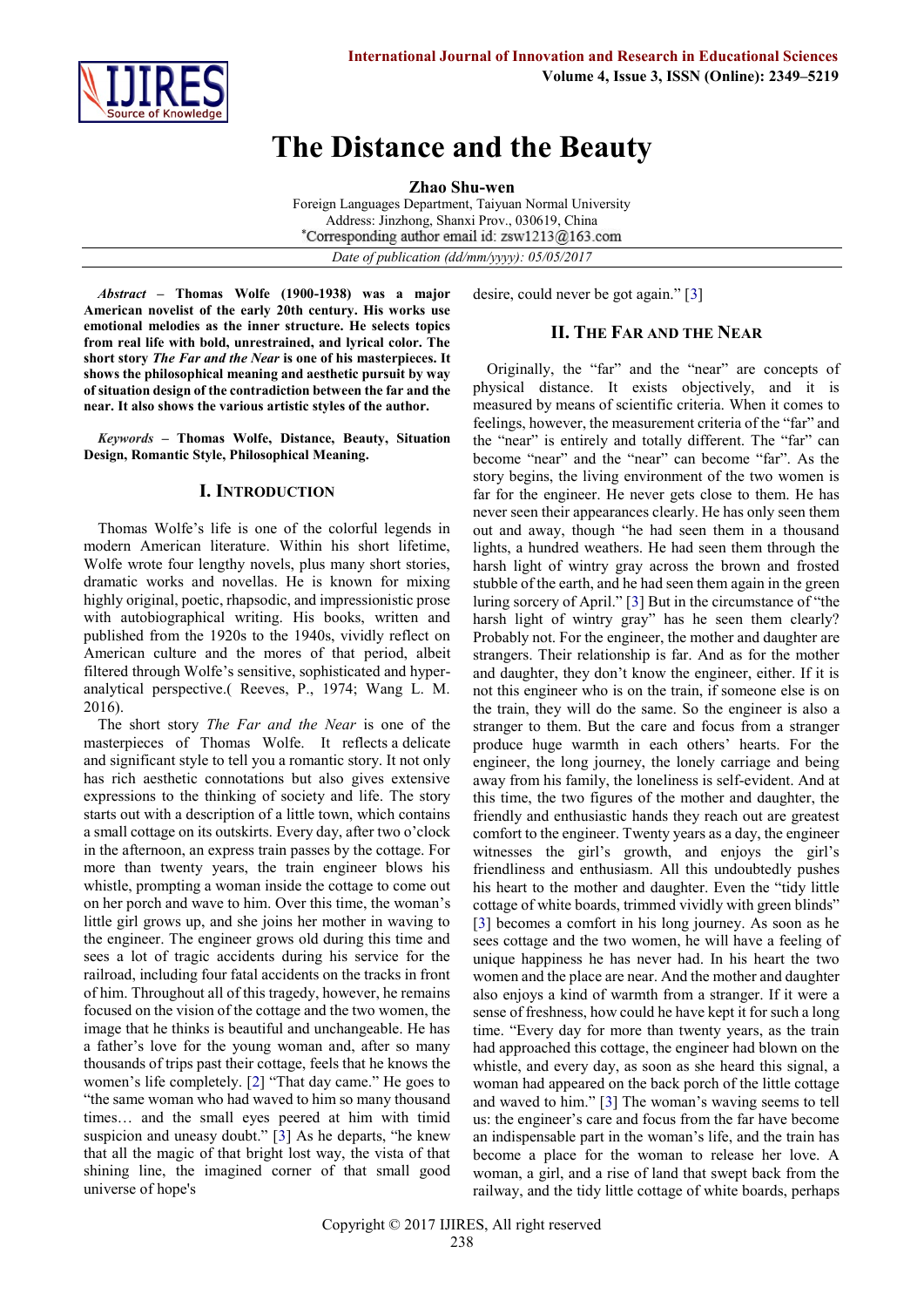# The Distance and the Beauty

**Zhao Shu-wen**

Foreign Languages Department, Taiyuan Normal University
Address: Jinzhong, Shanxi Prov., 030619, China
*Corresponding author email id: zsw1213@163.com

*Date of publication (dd/mm/yyyy): 05/05/2017*

***Abstract*** **– Thomas Wolfe (1900-1938) was a major American novelist of the early 20th century. His works use emotional melodies as the inner structure. He selects topics from real life with bold, unrestrained, and lyrical color. The short story *The Far and the Near* is one of his masterpieces. It shows the philosophical meaning and aesthetic pursuit by way of situation design of the contradiction between the far and the near. It also shows the various artistic styles of the author.**

***Keywords*** **– Thomas Wolfe, Distance, Beauty, Situation Design, Romantic Style, Philosophical Meaning.**

## I. Introduction

Thomas Wolfe's life is one of the colorful legends in modern American literature. Within his short lifetime, Wolfe wrote four lengthy novels, plus many short stories, dramatic works and novellas. He is known for mixing highly original, poetic, rhapsodic, and impressionistic prose with autobiographical writing. His books, written and published from the 1920s to the 1940s, vividly reflect on American culture and the mores of that period, albeit filtered through Wolfe's sensitive, sophisticated and hyper-analytical perspective.( Reeves, P., 1974; Wang L. M. 2016).

The short story *The Far and the Near* is one of the masterpieces of Thomas Wolfe. It reflects a delicate and significant style to tell you a romantic story. It not only has rich aesthetic connotations but also gives extensive expressions to the thinking of society and life. The story starts out with a description of a little town, which contains a small cottage on its outskirts. Every day, after two o'clock in the afternoon, an express train passes by the cottage. For more than twenty years, the train engineer blows his whistle, prompting a woman inside the cottage to come out on her porch and wave to him. Over this time, the woman's little girl grows up, and she joins her mother in waving to the engineer. The engineer grows old during this time and sees a lot of tragic accidents during his service for the railroad, including four fatal accidents on the tracks in front of him. Throughout all of this tragedy, however, he remains focused on the vision of the cottage and the two women, the image that he thinks is beautiful and unchangeable. He has a father's love for the young woman and, after so many thousands of trips past their cottage, feels that he knows the women's life completely. [2] "That day came." He goes to "the same woman who had waved to him so many thousand times… and the small eyes peered at him with timid suspicion and uneasy doubt." [3] As he departs, "he knew that all the magic of that bright lost way, the vista of that shining line, the imagined corner of that small good universe of hope's desire, could never be got again." [3]

## II. The Far and the Near

Originally, the "far" and the "near" are concepts of physical distance. It exists objectively, and it is measured by means of scientific criteria. When it comes to feelings, however, the measurement criteria of the "far" and the "near" is entirely and totally different. The "far" can become "near" and the "near" can become "far". As the story begins, the living environment of the two women is far for the engineer. He never gets close to them. He has never seen their appearances clearly. He has only seen them out and away, though "he had seen them in a thousand lights, a hundred weathers. He had seen them through the harsh light of wintry gray across the brown and frosted stubble of the earth, and he had seen them again in the green luring sorcery of April." [3] But in the circumstance of "the harsh light of wintry gray" has he seen them clearly? Probably not. For the engineer, the mother and daughter are strangers. Their relationship is far. And as for the mother and daughter, they don't know the engineer, either. If it is not this engineer who is on the train, if someone else is on the train, they will do the same. So the engineer is also a stranger to them. But the care and focus from a stranger produce huge warmth in each others' hearts. For the engineer, the long journey, the lonely carriage and being away from his family, the loneliness is self-evident. And at this time, the two figures of the mother and daughter, the friendly and enthusiastic hands they reach out are greatest comfort to the engineer. Twenty years as a day, the engineer witnesses the girl's growth, and enjoys the girl's friendliness and enthusiasm. All this undoubtedly pushes his heart to the mother and daughter. Even the "tidy little cottage of white boards, trimmed vividly with green blinds" [3] becomes a comfort in his long journey. As soon as he sees cottage and the two women, he will have a feeling of unique happiness he has never had. In his heart the two women and the place are near. And the mother and daughter also enjoys a kind of warmth from a stranger. If it were a sense of freshness, how could he have kept it for such a long time. "Every day for more than twenty years, as the train had approached this cottage, the engineer had blown on the whistle, and every day, as soon as she heard this signal, a woman had appeared on the back porch of the little cottage and waved to him." [3] The woman's waving seems to tell us: the engineer's care and focus from the far have become an indispensable part in the woman's life, and the train has become a place for the woman to release her love. A woman, a girl, and a rise of land that swept back from the railway, and the tidy little cottage of white boards, perhaps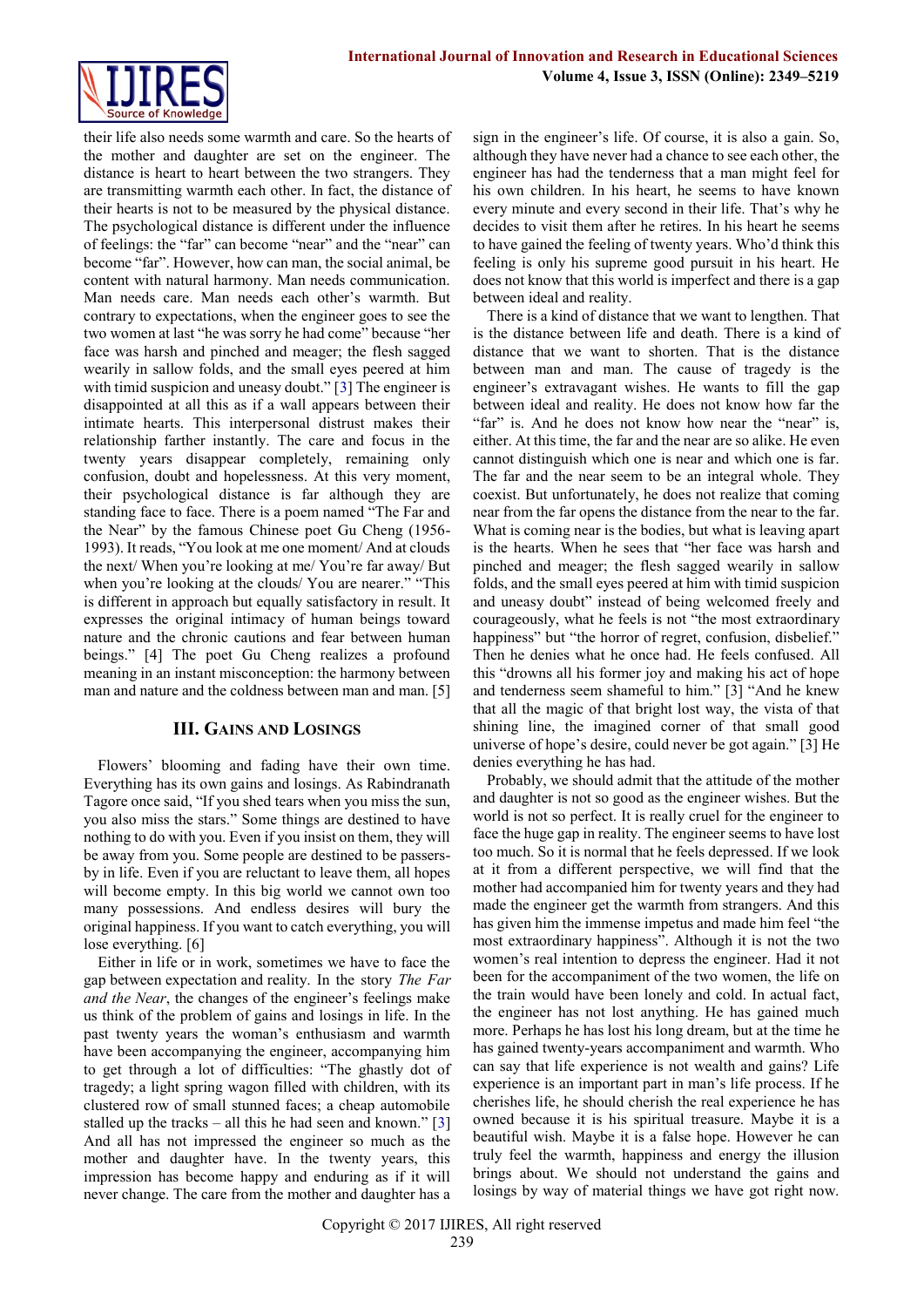their life also needs some warmth and care. So the hearts of the mother and daughter are set on the engineer. The distance is heart to heart between the two strangers. They are transmitting warmth each other. In fact, the distance of their hearts is not to be measured by the physical distance. The psychological distance is different under the influence of feelings: the "far" can become "near" and the "near" can become "far". However, how can man, the social animal, be content with natural harmony. Man needs communication. Man needs care. Man needs each other's warmth. But contrary to expectations, when the engineer goes to see the two women at last "he was sorry he had come" because "her face was harsh and pinched and meager; the flesh sagged wearily in sallow folds, and the small eyes peered at him with timid suspicion and uneasy doubt." [3] The engineer is disappointed at all this as if a wall appears between their intimate hearts. This interpersonal distrust makes their relationship farther instantly. The care and focus in the twenty years disappear completely, remaining only confusion, doubt and hopelessness. At this very moment, their psychological distance is far although they are standing face to face. There is a poem named "The Far and the Near" by the famous Chinese poet Gu Cheng (1956-1993). It reads, "You look at me one moment/ And at clouds the next/ When you're looking at me/ You're far away/ But when you're looking at the clouds/ You are nearer." "This is different in approach but equally satisfactory in result. It expresses the original intimacy of human beings toward nature and the chronic cautions and fear between human beings." [4] The poet Gu Cheng realizes a profound meaning in an instant misconception: the harmony between man and nature and the coldness between man and man. [5]

## III. Gains and Losings

Flowers' blooming and fading have their own time. Everything has its own gains and losings. As Rabindranath Tagore once said, "If you shed tears when you miss the sun, you also miss the stars." Some things are destined to have nothing to do with you. Even if you insist on them, they will be away from you. Some people are destined to be passers-by in life. Even if you are reluctant to leave them, all hopes will become empty. In this big world we cannot own too many possessions. And endless desires will bury the original happiness. If you want to catch everything, you will lose everything. [6]

Either in life or in work, sometimes we have to face the gap between expectation and reality. In the story *The Far and the Near*, the changes of the engineer's feelings make us think of the problem of gains and losings in life. In the past twenty years the woman's enthusiasm and warmth have been accompanying the engineer, accompanying him to get through a lot of difficulties: "The ghastly dot of tragedy; a light spring wagon filled with children, with its clustered row of small stunned faces; a cheap automobile stalled up the tracks – all this he had seen and known." [3] And all has not impressed the engineer so much as the mother and daughter have. In the twenty years, this impression has become happy and enduring as if it will never change. The care from the mother and daughter has a sign in the engineer's life. Of course, it is also a gain. So, although they have never had a chance to see each other, the engineer has had the tenderness that a man might feel for his own children. In his heart, he seems to have known every minute and every second in their life. That's why he decides to visit them after he retires. In his heart he seems to have gained the feeling of twenty years. Who'd think this feeling is only his supreme good pursuit in his heart. He does not know that this world is imperfect and there is a gap between ideal and reality.

There is a kind of distance that we want to lengthen. That is the distance between life and death. There is a kind of distance that we want to shorten. That is the distance between man and man. The cause of tragedy is the engineer's extravagant wishes. He wants to fill the gap between ideal and reality. He does not know how far the "far" is. And he does not know how near the "near" is, either. At this time, the far and the near are so alike. He even cannot distinguish which one is near and which one is far. The far and the near seem to be an integral whole. They coexist. But unfortunately, he does not realize that coming near from the far opens the distance from the near to the far. What is coming near is the bodies, but what is leaving apart is the hearts. When he sees that "her face was harsh and pinched and meager; the flesh sagged wearily in sallow folds, and the small eyes peered at him with timid suspicion and uneasy doubt" instead of being welcomed freely and courageously, what he feels is not "the most extraordinary happiness" but "the horror of regret, confusion, disbelief." Then he denies what he once had. He feels confused. All this "drowns all his former joy and making his act of hope and tenderness seem shameful to him." [3] "And he knew that all the magic of that bright lost way, the vista of that shining line, the imagined corner of that small good universe of hope's desire, could never be got again." [3] He denies everything he has had.

Probably, we should admit that the attitude of the mother and daughter is not so good as the engineer wishes. But the world is not so perfect. It is really cruel for the engineer to face the huge gap in reality. The engineer seems to have lost too much. So it is normal that he feels depressed. If we look at it from a different perspective, we will find that the mother had accompanied him for twenty years and they had made the engineer get the warmth from strangers. And this has given him the immense impetus and made him feel "the most extraordinary happiness". Although it is not the two women's real intention to depress the engineer. Had it not been for the accompaniment of the two women, the life on the train would have been lonely and cold. In actual fact, the engineer has not lost anything. He has gained much more. Perhaps he has lost his long dream, but at the time he has gained twenty-years accompaniment and warmth. Who can say that life experience is not wealth and gains? Life experience is an important part in man's life process. If he cherishes life, he should cherish the real experience he has owned because it is his spiritual treasure. Maybe it is a beautiful wish. Maybe it is a false hope. However he can truly feel the warmth, happiness and energy the illusion brings about. We should not understand the gains and losings by way of material things we have got right now.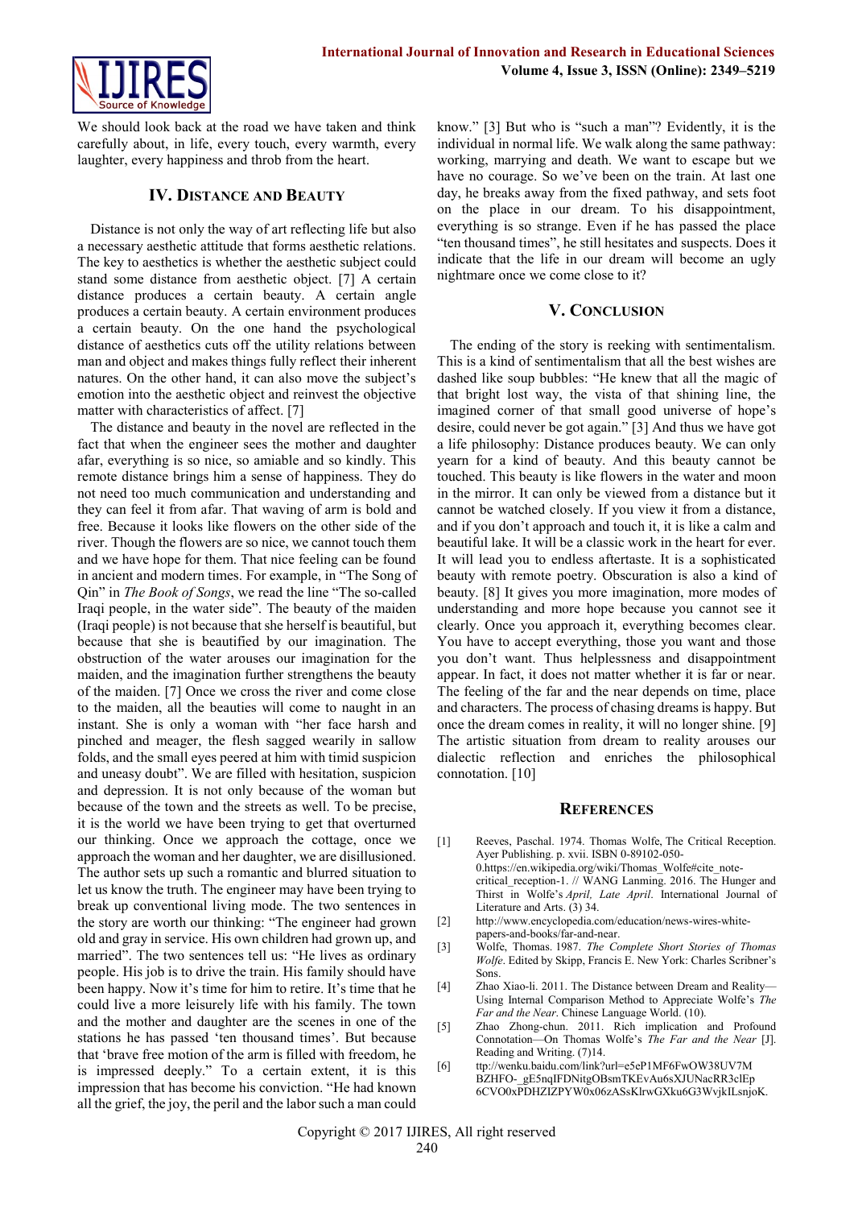We should look back at the road we have taken and think carefully about, in life, every touch, every warmth, every laughter, every happiness and throb from the heart.

## IV. Distance and Beauty

Distance is not only the way of art reflecting life but also a necessary aesthetic attitude that forms aesthetic relations. The key to aesthetics is whether the aesthetic subject could stand some distance from aesthetic object. [7] A certain distance produces a certain beauty. A certain angle produces a certain beauty. A certain environment produces a certain beauty. On the one hand the psychological distance of aesthetics cuts off the utility relations between man and object and makes things fully reflect their inherent natures. On the other hand, it can also move the subject's emotion into the aesthetic object and reinvest the objective matter with characteristics of affect. [7]

The distance and beauty in the novel are reflected in the fact that when the engineer sees the mother and daughter afar, everything is so nice, so amiable and so kindly. This remote distance brings him a sense of happiness. They do not need too much communication and understanding and they can feel it from afar. That waving of arm is bold and free. Because it looks like flowers on the other side of the river. Though the flowers are so nice, we cannot touch them and we have hope for them. That nice feeling can be found in ancient and modern times. For example, in "The Song of Qin" in *The Book of Songs*, we read the line "The so-called Iraqi people, in the water side". The beauty of the maiden (Iraqi people) is not because that she herself is beautiful, but because that she is beautified by our imagination. The obstruction of the water arouses our imagination for the maiden, and the imagination further strengthens the beauty of the maiden. [7] Once we cross the river and come close to the maiden, all the beauties will come to naught in an instant. She is only a woman with "her face harsh and pinched and meager, the flesh sagged wearily in sallow folds, and the small eyes peered at him with timid suspicion and uneasy doubt". We are filled with hesitation, suspicion and depression. It is not only because of the woman but because of the town and the streets as well. To be precise, it is the world we have been trying to get that overturned our thinking. Once we approach the cottage, once we approach the woman and her daughter, we are disillusioned. The author sets up such a romantic and blurred situation to let us know the truth. The engineer may have been trying to break up conventional living mode. The two sentences in the story are worth our thinking: "The engineer had grown old and gray in service. His own children had grown up, and married". The two sentences tell us: "He lives as ordinary people. His job is to drive the train. His family should have been happy. Now it's time for him to retire. It's time that he could live a more leisurely life with his family. The town and the mother and daughter are the scenes in one of the stations he has passed 'ten thousand times'. But because that 'brave free motion of the arm is filled with freedom, he is impressed deeply." To a certain extent, it is this impression that has become his conviction. "He had known all the grief, the joy, the peril and the labor such a man could know." [3] But who is "such a man"? Evidently, it is the individual in normal life. We walk along the same pathway: working, marrying and death. We want to escape but we have no courage. So we've been on the train. At last one day, he breaks away from the fixed pathway, and sets foot on the place in our dream. To his disappointment, everything is so strange. Even if he has passed the place "ten thousand times", he still hesitates and suspects. Does it indicate that the life in our dream will become an ugly nightmare once we come close to it?

## V. Conclusion

The ending of the story is reeking with sentimentalism. This is a kind of sentimentalism that all the best wishes are dashed like soup bubbles: "He knew that all the magic of that bright lost way, the vista of that shining line, the imagined corner of that small good universe of hope's desire, could never be got again." [3] And thus we have got a life philosophy: Distance produces beauty. We can only yearn for a kind of beauty. And this beauty cannot be touched. This beauty is like flowers in the water and moon in the mirror. It can only be viewed from a distance but it cannot be watched closely. If you view it from a distance, and if you don't approach and touch it, it is like a calm and beautiful lake. It will be a classic work in the heart for ever. It will lead you to endless aftertaste. It is a sophisticated beauty with remote poetry. Obscuration is also a kind of beauty. [8] It gives you more imagination, more modes of understanding and more hope because you cannot see it clearly. Once you approach it, everything becomes clear. You have to accept everything, those you want and those you don't want. Thus helplessness and disappointment appear. In fact, it does not matter whether it is far or near. The feeling of the far and the near depends on time, place and characters. The process of chasing dreams is happy. But once the dream comes in reality, it will no longer shine. [9] The artistic situation from dream to reality arouses our dialectic reflection and enriches the philosophical connotation. [10]

## References

[1] Reeves, Paschal. 1974. Thomas Wolfe, The Critical Reception. Ayer Publishing. p. xvii. ISBN 0-89102-050-0.https://en.wikipedia.org/wiki/Thomas_Wolfe#cite_note-critical_reception-1. // WANG Lanming. 2016. The Hunger and Thirst in Wolfe's *April, Late April*. International Journal of Literature and Arts. (3) 34.

[2] http://www.encyclopedia.com/education/news-wires-white-papers-and-books/far-and-near.

[3] Wolfe, Thomas. 1987. *The Complete Short Stories of Thomas Wolfe*. Edited by Skipp, Francis E. New York: Charles Scribner's Sons.

[4] Zhao Xiao-li. 2011. The Distance between Dream and Reality—Using Internal Comparison Method to Appreciate Wolfe's *The Far and the Near*. Chinese Language World. (10).

[5] Zhao Zhong-chun. 2011. Rich implication and Profound Connotation—On Thomas Wolfe's *The Far and the Near* [J]. Reading and Writing. (7)14.

[6] ttp://wenku.baidu.com/link?url=e5eP1MF6FwOW38UV7M BZHFO-_gE5nqIFDNitgOBsmTKEvAu6sXJUNacRR3clEp 6CVO0xPDHZIZPYW0x06zASsKlrwGXku6G3WvjkILsnjoK.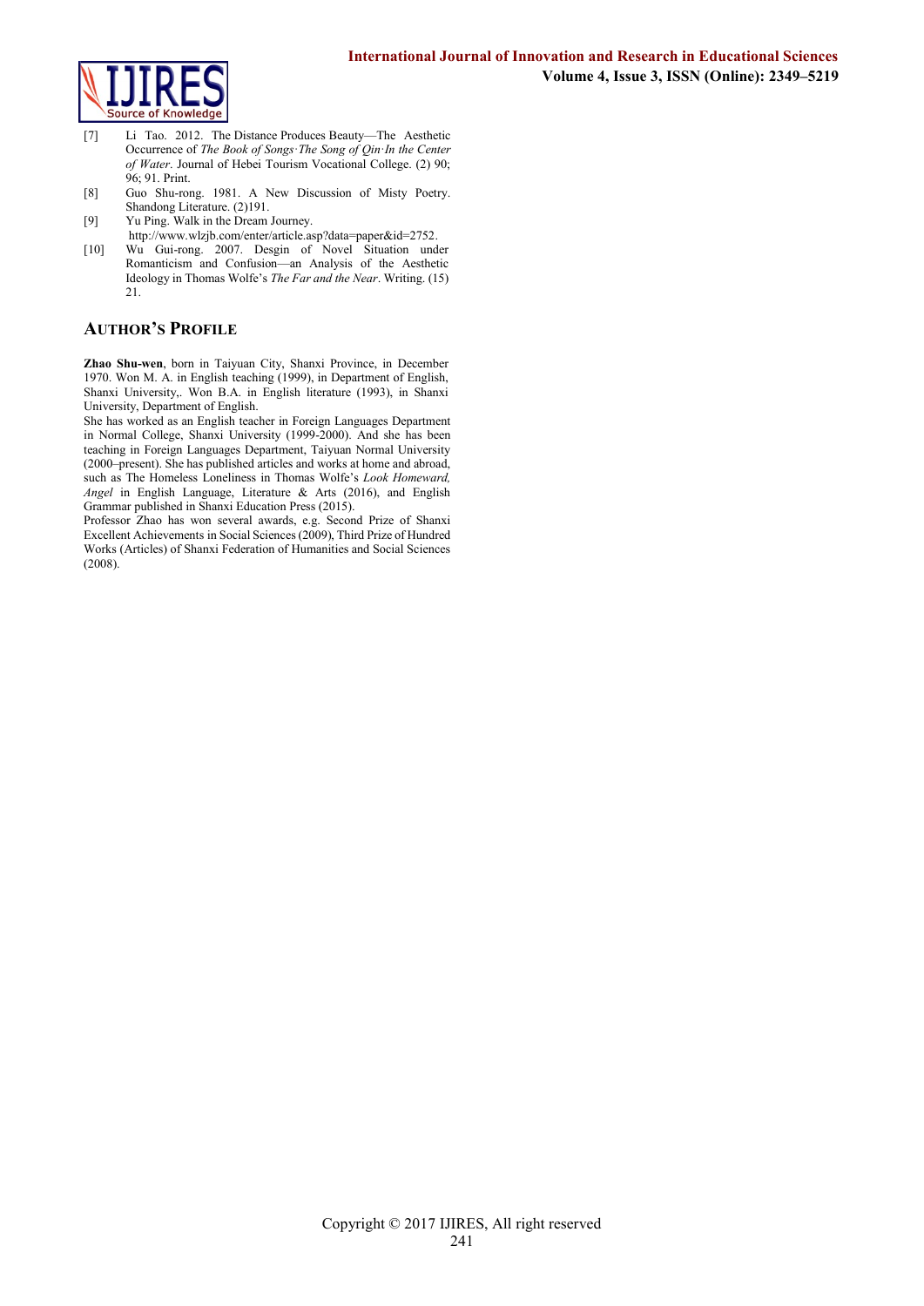[7] Li Tao. 2012. The Distance Produces Beauty—The Aesthetic Occurrence of *The Book of Songs·The Song of Qin·In the Center of Water*. Journal of Hebei Tourism Vocational College. (2) 90; 96; 91. Print.

[8] Guo Shu-rong. 1981. A New Discussion of Misty Poetry. Shandong Literature. (2)191.

[9] Yu Ping. Walk in the Dream Journey. http://www.wlzjb.com/enter/article.asp?data=paper&id=2752.

[10] Wu Gui-rong. 2007. Desgin of Novel Situation under Romanticism and Confusion—an Analysis of the Aesthetic Ideology in Thomas Wolfe's *The Far and the Near*. Writing. (15) 21.

## AUTHOR'S PROFILE

**Zhao Shu-wen**, born in Taiyuan City, Shanxi Province, in December 1970. Won M. A. in English teaching (1999), in Department of English, Shanxi University,. Won B.A. in English literature (1993), in Shanxi University, Department of English.

She has worked as an English teacher in Foreign Languages Department in Normal College, Shanxi University (1999-2000). And she has been teaching in Foreign Languages Department, Taiyuan Normal University (2000–present). She has published articles and works at home and abroad, such as The Homeless Loneliness in Thomas Wolfe's *Look Homeward, Angel* in English Language, Literature & Arts (2016), and English Grammar published in Shanxi Education Press (2015).

Professor Zhao has won several awards, e.g. Second Prize of Shanxi Excellent Achievements in Social Sciences (2009), Third Prize of Hundred Works (Articles) of Shanxi Federation of Humanities and Social Sciences (2008).